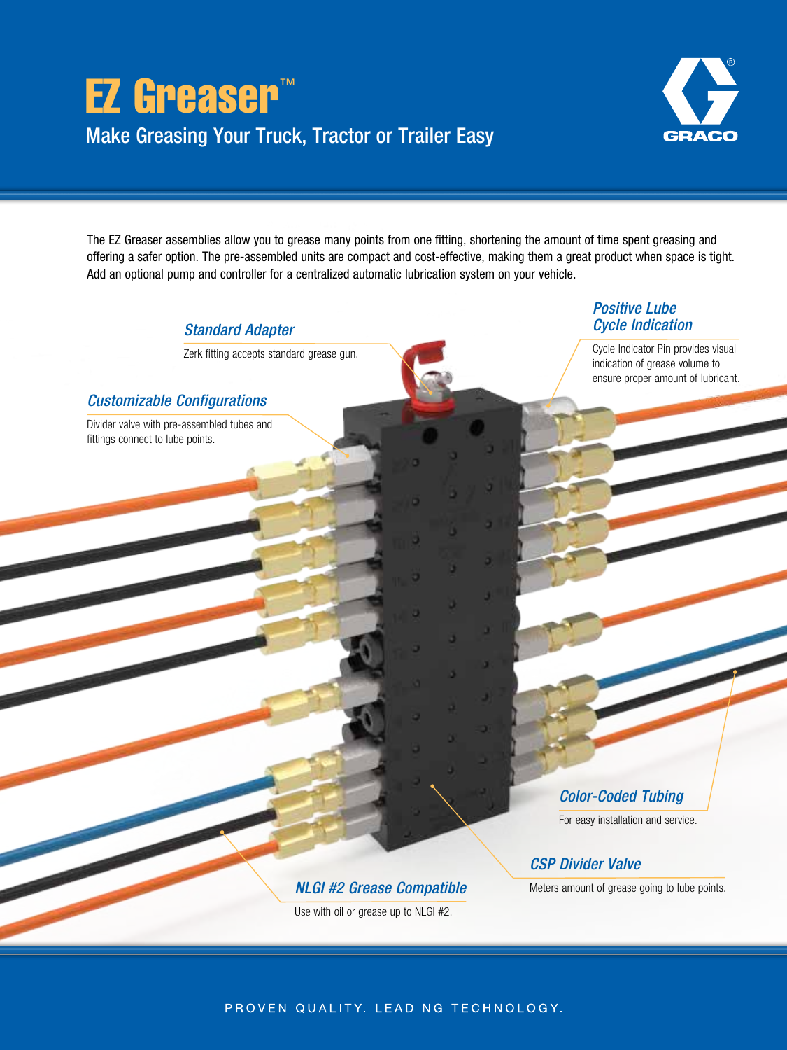# EZ Greaser™

## Make Greasing Your Truck, Tractor or Trailer Easy

GRACO

The EZ Greaser assemblies allow you to grease many points from one fitting, shortening the amount of time spent greasing and offering a safer option. The pre-assembled units are compact and cost-effective, making them a great product when space is tight. Add an optional pump and controller for a centralized automatic lubrication system on your vehicle.

### *Standard Adapter*

Zerk fitting accepts standard grease gun.

### *Positive Lube Cycle Indication*

Cycle Indicator Pin provides visual indication of grease volume to ensure proper amount of lubricant.

### *Customizable Configurations*

Divider valve with pre-assembled tubes and fittings connect to lube points.

### *Color-Coded Tubing*

For easy installation and service.

### *CSP Divider Valve*

Meters amount of grease going to lube points.

### *NLGI #2 Grease Compatible*

Use with oil or grease up to NLGI #2.

PROVEN QUALITY. LEADING TECHNOLOGY.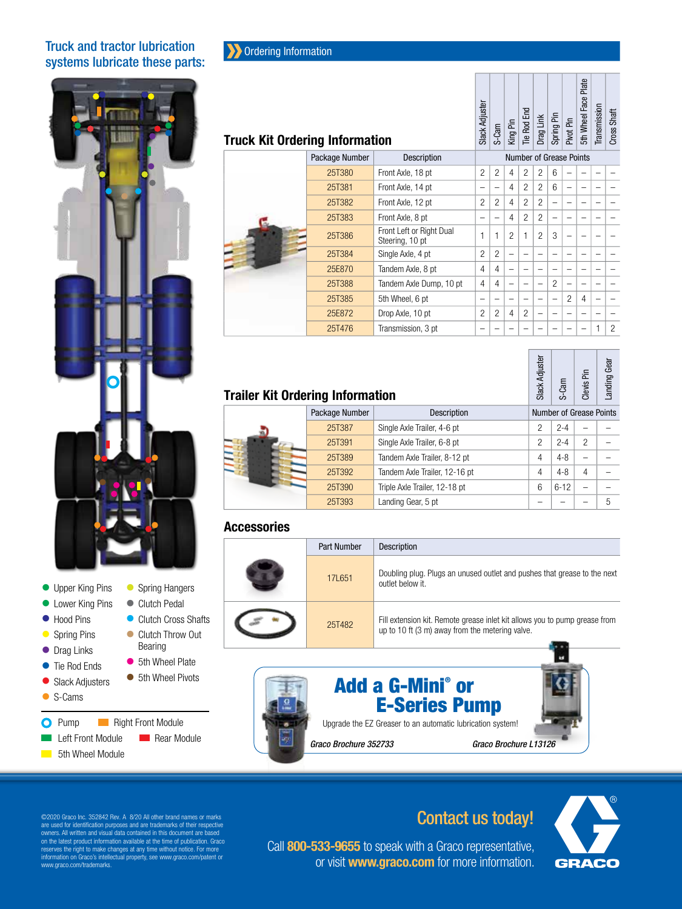## Truck and tractor lubrication systems lubricate these parts:

- Upper King Pins
- Lower King Pins
- Hood Pins
- Spring Pins
- Drag Links
- Tie Rod Ends
- Slack Adjusters
- S-Cams
- Spring Hangers
- Clutch Pedal
- Clutch Cross Shafts
- Clutch Throw Out Bearing
- 5th Wheel Plate
- 5th Wheel Pivots

- Pump
- Right Front Module
- Left Front Module
- Rear Module
- 5th Wheel Module

## Ordering Information

### Truck Kit Ordering Information

| Package Number | Description | Slack Adjuster | S-Cam | King Pin | Tie Rod End | Drag Link | Spring Pin | Pivot Pin | 5th Wheel Face Plate | Transmission | Cross Shaft |
|---|---|---|---|---|---|---|---|---|---|---|---|
| | | Number of Grease Points | | | | | | | | | |
| 25T380 | Front Axle, 18 pt | 2 | 2 | 4 | 2 | 2 | 6 | – | – | – | – |
| 25T381 | Front Axle, 14 pt | – | – | 4 | 2 | 2 | 6 | – | – | – | – |
| 25T382 | Front Axle, 12 pt | 2 | 2 | 4 | 2 | 2 | – | – | – | – | – |
| 25T383 | Front Axle, 8 pt | – | – | 4 | 2 | 2 | – | – | – | – | – |
| 25T386 | Front Left or Right Dual Steering, 10 pt | 1 | 1 | 2 | 1 | 2 | 3 | – | – | – | – |
| 25T384 | Single Axle, 4 pt | 2 | 2 | – | – | – | – | – | – | – | – |
| 25E870 | Tandem Axle, 8 pt | 4 | 4 | – | – | – | – | – | – | – | – |
| 25T388 | Tandem Axle Dump, 10 pt | 4 | 4 | – | – | – | 2 | – | – | – | – |
| 25T385 | 5th Wheel, 6 pt | – | – | – | – | – | – | 2 | 4 | – | – |
| 25E872 | Drop Axle, 10 pt | 2 | 2 | 4 | 2 | – | – | – | – | – | – |
| 25T476 | Transmission, 3 pt | – | – | – | – | – | – | – | – | 1 | 2 |

### Trailer Kit Ordering Information

| Package Number | Description | Slack Adjuster | S-Cam | Clevis Pin | Landing Gear |
|---|---|---|---|---|---|
| | | Number of Grease Points | | | |
| 25T387 | Single Axle Trailer, 4-6 pt | 2 | 2-4 | – | – |
| 25T391 | Single Axle Trailer, 6-8 pt | 2 | 2-4 | 2 | – |
| 25T389 | Tandem Axle Trailer, 8-12 pt | 4 | 4-8 | – | – |
| 25T392 | Tandem Axle Trailer, 12-16 pt | 4 | 4-8 | 4 | – |
| 25T390 | Triple Axle Trailer, 12-18 pt | 6 | 6-12 | – | – |
| 25T393 | Landing Gear, 5 pt | – | – | – | 5 |

### Accessories

| Part Number | Description |
|---|---|
| 17L651 | Doubling plug. Plugs an unused outlet and pushes that grease to the next outlet below it. |
| 25T482 | Fill extension kit. Remote grease inlet kit allows you to pump grease from up to 10 ft (3 m) away from the metering valve. |

## Add a G-Mini® or E-Series Pump

Upgrade the EZ Greaser to an automatic lubrication system!

*Graco Brochure 352733*

*Graco Brochure L13126*

## Contact us today!

Call **800-533-9655** to speak with a Graco representative, or visit **www.graco.com** for more information.

GRACO

©2020 Graco Inc. 352842 Rev. A 8/20 All other brand names or marks are used for identification purposes and are trademarks of their respective owners. All written and visual data contained in this document are based on the latest product information available at the time of publication. Graco reserves the right to make changes at any time without notice. For more information on Graco's intellectual property, see www.graco.com/patent or www.graco.com/trademarks.